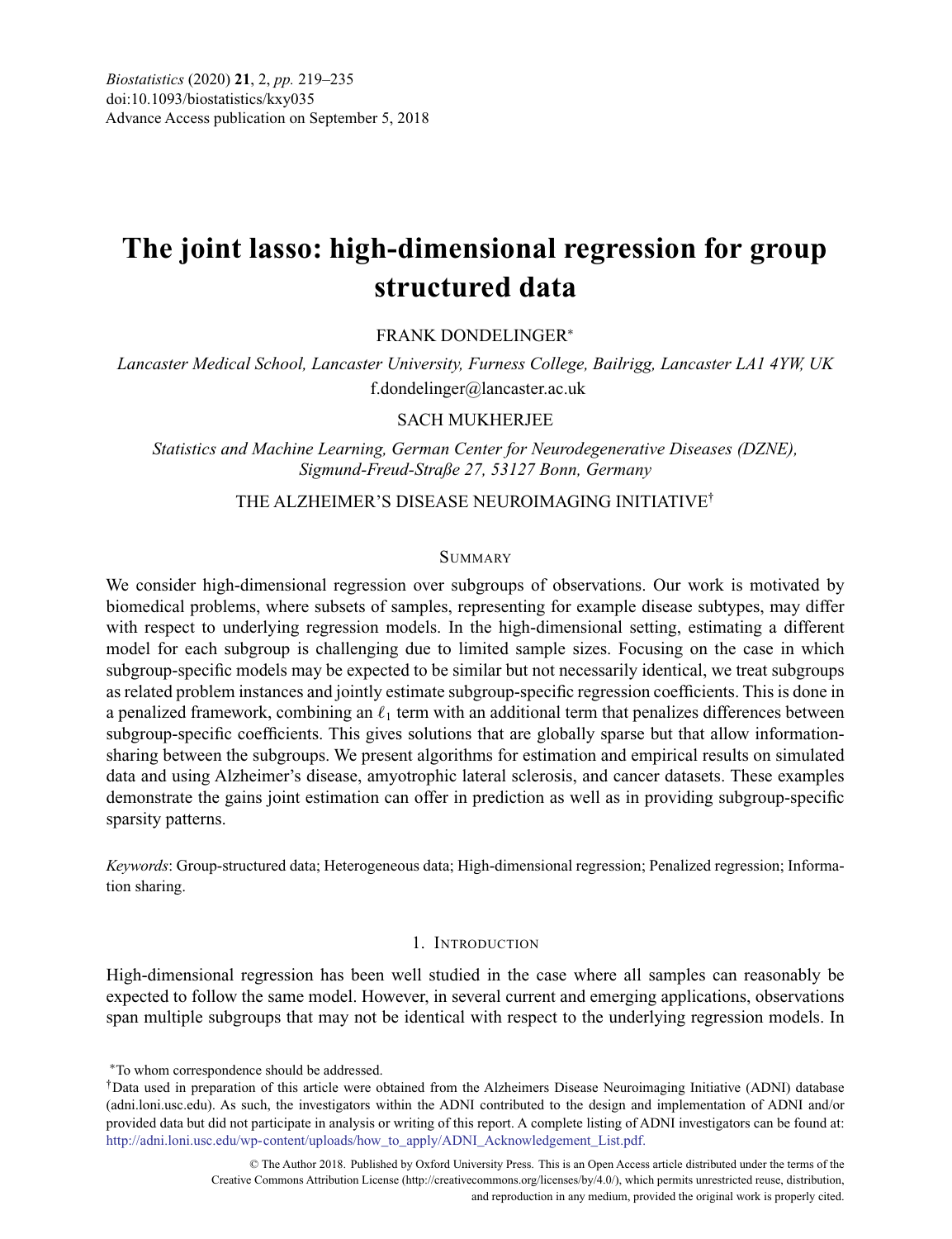Biostatistics (2020) 21, 2, pp. 219–235
doi:10.1093/biostatistics/kxy035
Advance Access publication on September 5, 2018

# The joint lasso: high-dimensional regression for group structured data

FRANK DONDELINGER*

*Lancaster Medical School, Lancaster University, Furness College, Bailrigg, Lancaster LA1 4YW, UK*
f.dondelinger@lancaster.ac.uk

SACH MUKHERJEE

*Statistics and Machine Learning, German Center for Neurodegenerative Diseases (DZNE), Sigmund-Freud-Straße 27, 53127 Bonn, Germany*

THE ALZHEIMER'S DISEASE NEUROIMAGING INITIATIVE†

## Summary

We consider high-dimensional regression over subgroups of observations. Our work is motivated by biomedical problems, where subsets of samples, representing for example disease subtypes, may differ with respect to underlying regression models. In the high-dimensional setting, estimating a different model for each subgroup is challenging due to limited sample sizes. Focusing on the case in which subgroup-specific models may be expected to be similar but not necessarily identical, we treat subgroups as related problem instances and jointly estimate subgroup-specific regression coefficients. This is done in a penalized framework, combining an $\ell_1$ term with an additional term that penalizes differences between subgroup-specific coefficients. This gives solutions that are globally sparse but that allow information-sharing between the subgroups. We present algorithms for estimation and empirical results on simulated data and using Alzheimer's disease, amyotrophic lateral sclerosis, and cancer datasets. These examples demonstrate the gains joint estimation can offer in prediction as well as in providing subgroup-specific sparsity patterns.

*Keywords*: Group-structured data; Heterogeneous data; High-dimensional regression; Penalized regression; Information sharing.

## 1. Introduction

High-dimensional regression has been well studied in the case where all samples can reasonably be expected to follow the same model. However, in several current and emerging applications, observations span multiple subgroups that may not be identical with respect to the underlying regression models. In

*To whom correspondence should be addressed.

†Data used in preparation of this article were obtained from the Alzheimers Disease Neuroimaging Initiative (ADNI) database (adni.loni.usc.edu). As such, the investigators within the ADNI contributed to the design and implementation of ADNI and/or provided data but did not participate in analysis or writing of this report. A complete listing of ADNI investigators can be found at: http://adni.loni.usc.edu/wp-content/uploads/how_to_apply/ADNI_Acknowledgement_List.pdf.

© The Author 2018. Published by Oxford University Press. This is an Open Access article distributed under the terms of the Creative Commons Attribution License (http://creativecommons.org/licenses/by/4.0/), which permits unrestricted reuse, distribution, and reproduction in any medium, provided the original work is properly cited.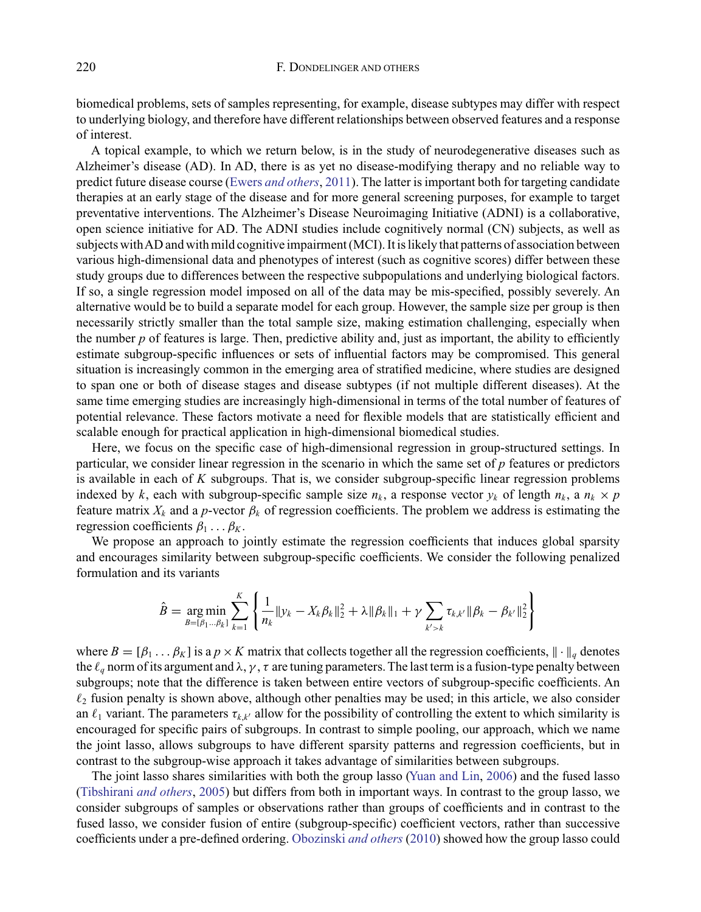biomedical problems, sets of samples representing, for example, disease subtypes may differ with respect to underlying biology, and therefore have different relationships between observed features and a response of interest.

A topical example, to which we return below, is in the study of neurodegenerative diseases such as Alzheimer's disease (AD). In AD, there is as yet no disease-modifying therapy and no reliable way to predict future disease course (Ewers *and others*, 2011). The latter is important both for targeting candidate therapies at an early stage of the disease and for more general screening purposes, for example to target preventative interventions. The Alzheimer's Disease Neuroimaging Initiative (ADNI) is a collaborative, open science initiative for AD. The ADNI studies include cognitively normal (CN) subjects, as well as subjects with AD and with mild cognitive impairment (MCI). It is likely that patterns of association between various high-dimensional data and phenotypes of interest (such as cognitive scores) differ between these study groups due to differences between the respective subpopulations and underlying biological factors. If so, a single regression model imposed on all of the data may be mis-specified, possibly severely. An alternative would be to build a separate model for each group. However, the sample size per group is then necessarily strictly smaller than the total sample size, making estimation challenging, especially when the number $p$ of features is large. Then, predictive ability and, just as important, the ability to efficiently estimate subgroup-specific influences or sets of influential factors may be compromised. This general situation is increasingly common in the emerging area of stratified medicine, where studies are designed to span one or both of disease stages and disease subtypes (if not multiple different diseases). At the same time emerging studies are increasingly high-dimensional in terms of the total number of features of potential relevance. These factors motivate a need for flexible models that are statistically efficient and scalable enough for practical application in high-dimensional biomedical studies.

Here, we focus on the specific case of high-dimensional regression in group-structured settings. In particular, we consider linear regression in the scenario in which the same set of $p$ features or predictors is available in each of $K$ subgroups. That is, we consider subgroup-specific linear regression problems indexed by $k$, each with subgroup-specific sample size $n_k$, a response vector $y_k$ of length $n_k$, a $n_k \times p$ feature matrix $X_k$ and a $p$-vector $\beta_k$ of regression coefficients. The problem we address is estimating the regression coefficients $\beta_1 \dots \beta_K$.

We propose an approach to jointly estimate the regression coefficients that induces global sparsity and encourages similarity between subgroup-specific coefficients. We consider the following penalized formulation and its variants

$$\hat{B} = \underset{B=[\beta_1 \dots \beta_K]}{\arg\min} \sum_{k=1}^{K} \left\{ \frac{1}{n_k} \|y_k - X_k \beta_k\|_2^2 + \lambda \|\beta_k\|_1 + \gamma \sum_{k'>k} \tau_{k,k'} \|\beta_k - \beta_{k'}\|_2^2 \right\}$$

where $B = [\beta_1 \dots \beta_K]$ is a $p \times K$ matrix that collects together all the regression coefficients, $\|\cdot\|_q$ denotes the $\ell_q$ norm of its argument and $\lambda, \gamma, \tau$ are tuning parameters. The last term is a fusion-type penalty between subgroups; note that the difference is taken between entire vectors of subgroup-specific coefficients. An $\ell_2$ fusion penalty is shown above, although other penalties may be used; in this article, we also consider an $\ell_1$ variant. The parameters $\tau_{k,k'}$ allow for the possibility of controlling the extent to which similarity is encouraged for specific pairs of subgroups. In contrast to simple pooling, our approach, which we name the joint lasso, allows subgroups to have different sparsity patterns and regression coefficients, but in contrast to the subgroup-wise approach it takes advantage of similarities between subgroups.

The joint lasso shares similarities with both the group lasso (Yuan and Lin, 2006) and the fused lasso (Tibshirani *and others*, 2005) but differs from both in important ways. In contrast to the group lasso, we consider subgroups of samples or observations rather than groups of coefficients and in contrast to the fused lasso, we consider fusion of entire (subgroup-specific) coefficient vectors, rather than successive coefficients under a pre-defined ordering. Obozinski *and others* (2010) showed how the group lasso could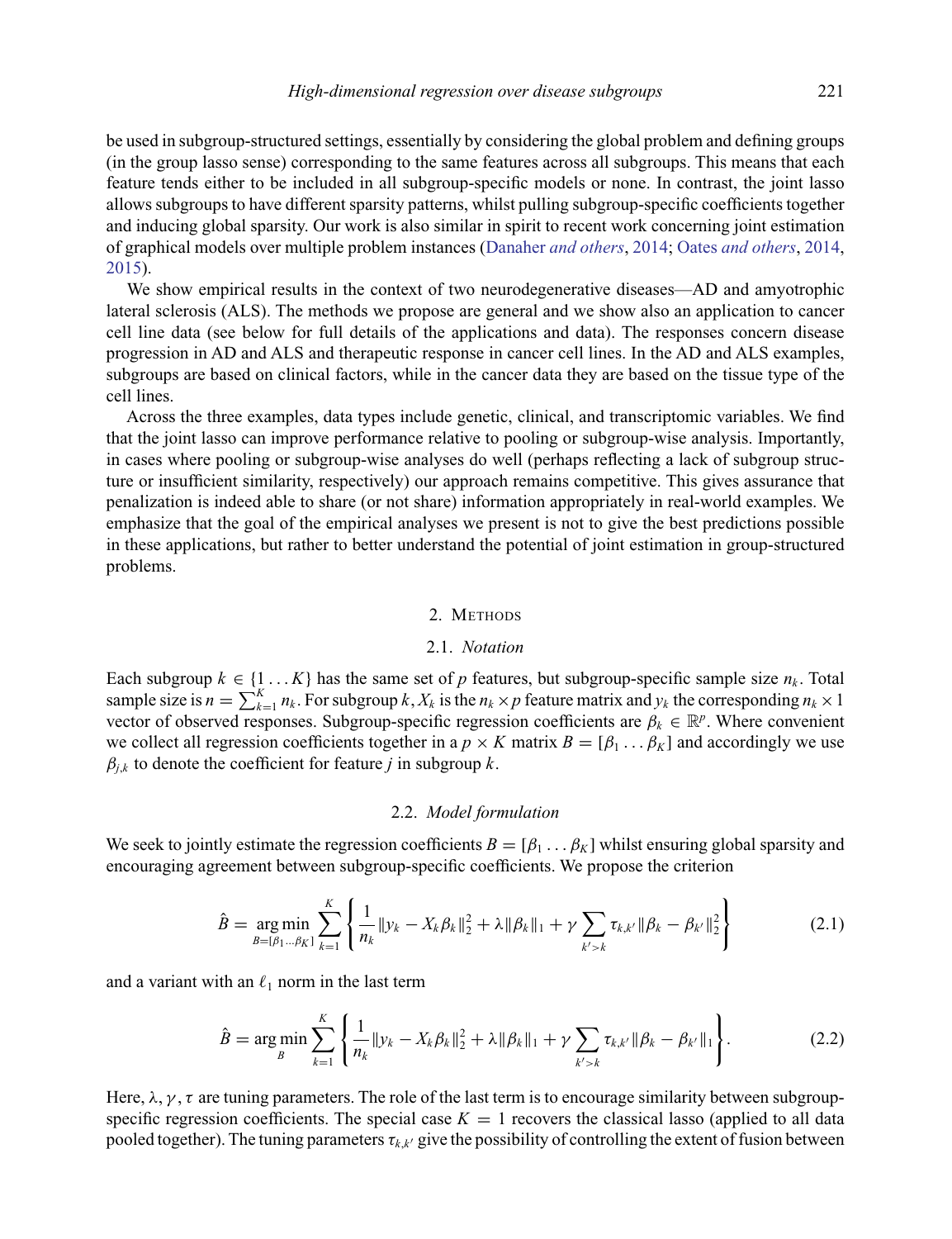be used in subgroup-structured settings, essentially by considering the global problem and defining groups (in the group lasso sense) corresponding to the same features across all subgroups. This means that each feature tends either to be included in all subgroup-specific models or none. In contrast, the joint lasso allows subgroups to have different sparsity patterns, whilst pulling subgroup-specific coefficients together and inducing global sparsity. Our work is also similar in spirit to recent work concerning joint estimation of graphical models over multiple problem instances (Danaher *and others*, 2014; Oates *and others*, 2014, 2015).

We show empirical results in the context of two neurodegenerative diseases—AD and amyotrophic lateral sclerosis (ALS). The methods we propose are general and we show also an application to cancer cell line data (see below for full details of the applications and data). The responses concern disease progression in AD and ALS and therapeutic response in cancer cell lines. In the AD and ALS examples, subgroups are based on clinical factors, while in the cancer data they are based on the tissue type of the cell lines.

Across the three examples, data types include genetic, clinical, and transcriptomic variables. We find that the joint lasso can improve performance relative to pooling or subgroup-wise analysis. Importantly, in cases where pooling or subgroup-wise analyses do well (perhaps reflecting a lack of subgroup structure or insufficient similarity, respectively) our approach remains competitive. This gives assurance that penalization is indeed able to share (or not share) information appropriately in real-world examples. We emphasize that the goal of the empirical analyses we present is not to give the best predictions possible in these applications, but rather to better understand the potential of joint estimation in group-structured problems.

## 2. Methods

### 2.1. *Notation*

Each subgroup $k \in \{1 \dots K\}$ has the same set of $p$ features, but subgroup-specific sample size $n_k$. Total sample size is $n = \sum_{k=1}^{K} n_k$. For subgroup $k$, $X_k$ is the $n_k \times p$ feature matrix and $y_k$ the corresponding $n_k \times 1$ vector of observed responses. Subgroup-specific regression coefficients are $\beta_k \in \mathbb{R}^p$. Where convenient we collect all regression coefficients together in a $p \times K$ matrix $B = [\beta_1 \dots \beta_K]$ and accordingly we use $\beta_{j,k}$ to denote the coefficient for feature $j$ in subgroup $k$.

### 2.2. *Model formulation*

We seek to jointly estimate the regression coefficients $B = [\beta_1 \dots \beta_K]$ whilst ensuring global sparsity and encouraging agreement between subgroup-specific coefficients. We propose the criterion

$$\hat{B} = \underset{B=[\beta_1 \dots \beta_K]}{\arg\min} \sum_{k=1}^{K} \left\{ \frac{1}{n_k} \|y_k - X_k \beta_k\|_2^2 + \lambda \|\beta_k\|_1 + \gamma \sum_{k' > k} \tau_{k,k'} \|\beta_k - \beta_{k'}\|_2^2 \right\} \tag{2.1}$$

and a variant with an $\ell_1$ norm in the last term

$$\hat{B} = \underset{B}{\arg\min} \sum_{k=1}^{K} \left\{ \frac{1}{n_k} \|y_k - X_k \beta_k\|_2^2 + \lambda \|\beta_k\|_1 + \gamma \sum_{k' > k} \tau_{k,k'} \|\beta_k - \beta_{k'}\|_1 \right\}. \tag{2.2}$$

Here, $\lambda, \gamma, \tau$ are tuning parameters. The role of the last term is to encourage similarity between subgroup-specific regression coefficients. The special case $K = 1$ recovers the classical lasso (applied to all data pooled together). The tuning parameters $\tau_{k,k'}$ give the possibility of controlling the extent of fusion between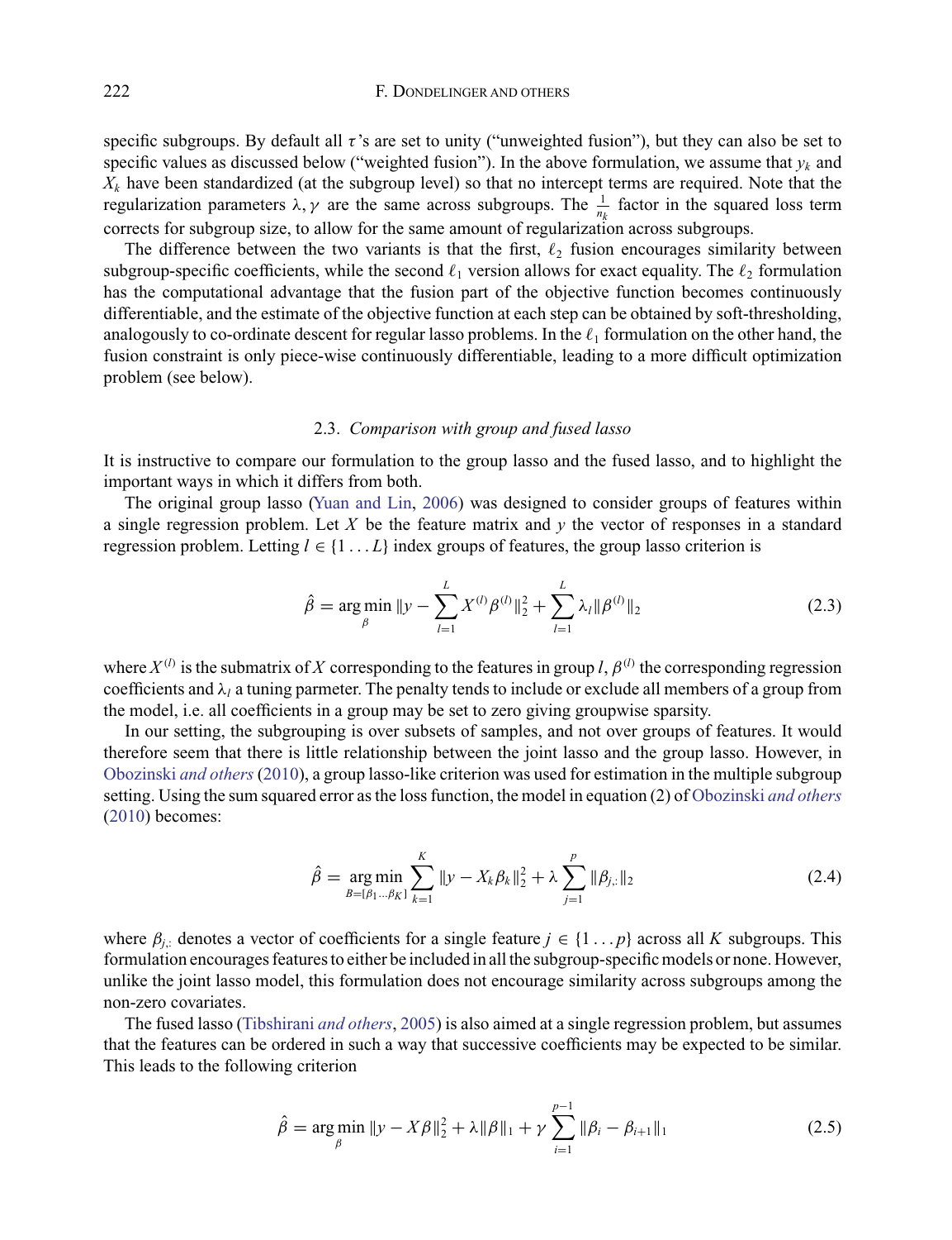specific subgroups. By default all $\tau$'s are set to unity ("unweighted fusion"), but they can also be set to specific values as discussed below ("weighted fusion"). In the above formulation, we assume that $y_k$ and $X_k$ have been standardized (at the subgroup level) so that no intercept terms are required. Note that the regularization parameters $\lambda, \gamma$ are the same across subgroups. The $\frac{1}{n_k}$ factor in the squared loss term corrects for subgroup size, to allow for the same amount of regularization across subgroups.

The difference between the two variants is that the first, $\ell_2$ fusion encourages similarity between subgroup-specific coefficients, while the second $\ell_1$ version allows for exact equality. The $\ell_2$ formulation has the computational advantage that the fusion part of the objective function becomes continuously differentiable, and the estimate of the objective function at each step can be obtained by soft-thresholding, analogously to co-ordinate descent for regular lasso problems. In the $\ell_1$ formulation on the other hand, the fusion constraint is only piece-wise continuously differentiable, leading to a more difficult optimization problem (see below).

### 2.3. *Comparison with group and fused lasso*

It is instructive to compare our formulation to the group lasso and the fused lasso, and to highlight the important ways in which it differs from both.

The original group lasso (Yuan and Lin, 2006) was designed to consider groups of features within a single regression problem. Let $X$ be the feature matrix and $y$ the vector of responses in a standard regression problem. Letting $l \in \{1 \dots L\}$ index groups of features, the group lasso criterion is

$$\hat{\beta} = \underset{\beta}{\arg\min} \, \|y - \sum_{l=1}^{L} X^{(l)} \beta^{(l)}\|_2^2 + \sum_{l=1}^{L} \lambda_l \|\beta^{(l)}\|_2 \tag{2.3}$$

where $X^{(l)}$ is the submatrix of $X$ corresponding to the features in group $l$, $\beta^{(l)}$ the corresponding regression coefficients and $\lambda_l$ a tuning parmeter. The penalty tends to include or exclude all members of a group from the model, i.e. all coefficients in a group may be set to zero giving groupwise sparsity.

In our setting, the subgrouping is over subsets of samples, and not over groups of features. It would therefore seem that there is little relationship between the joint lasso and the group lasso. However, in Obozinski *and others* (2010), a group lasso-like criterion was used for estimation in the multiple subgroup setting. Using the sum squared error as the loss function, the model in equation (2) of Obozinski *and others* (2010) becomes:

$$\hat{\beta} = \underset{B=[\beta_1 \dots \beta_K]}{\arg\min} \sum_{k=1}^{K} \|y - X_k \beta_k\|_2^2 + \lambda \sum_{j=1}^{p} \|\beta_{j,:}\|_2 \tag{2.4}$$

where $\beta_{j,:}$ denotes a vector of coefficients for a single feature $j \in \{1 \dots p\}$ across all $K$ subgroups. This formulation encourages features to either be included in all the subgroup-specific models or none. However, unlike the joint lasso model, this formulation does not encourage similarity across subgroups among the non-zero covariates.

The fused lasso (Tibshirani *and others*, 2005) is also aimed at a single regression problem, but assumes that the features can be ordered in such a way that successive coefficients may be expected to be similar. This leads to the following criterion

$$\hat{\beta} = \underset{\beta}{\arg\min} \, \|y - X\beta\|_2^2 + \lambda \|\beta\|_1 + \gamma \sum_{i=1}^{p-1} \|\beta_i - \beta_{i+1}\|_1 \tag{2.5}$$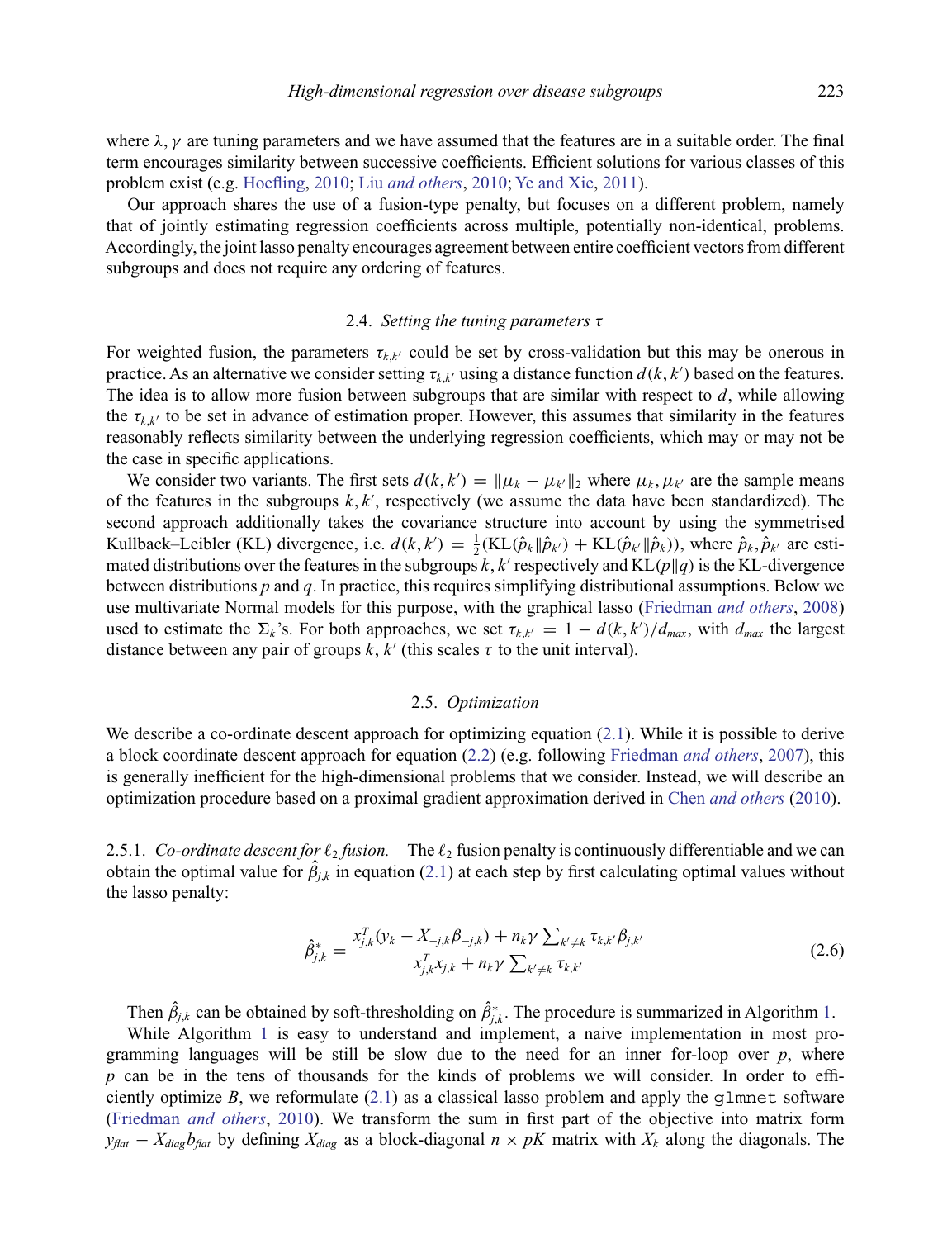where $\lambda, \gamma$ are tuning parameters and we have assumed that the features are in a suitable order. The final term encourages similarity between successive coefficients. Efficient solutions for various classes of this problem exist (e.g. Hoefling, 2010; Liu *and others*, 2010; Ye and Xie, 2011).

Our approach shares the use of a fusion-type penalty, but focuses on a different problem, namely that of jointly estimating regression coefficients across multiple, potentially non-identical, problems. Accordingly, the joint lasso penalty encourages agreement between entire coefficient vectors from different subgroups and does not require any ordering of features.

### 2.4. *Setting the tuning parameters $\tau$*

For weighted fusion, the parameters $\tau_{k,k'}$ could be set by cross-validation but this may be onerous in practice. As an alternative we consider setting $\tau_{k,k'}$ using a distance function $d(k, k')$ based on the features. The idea is to allow more fusion between subgroups that are similar with respect to $d$, while allowing the $\tau_{k,k'}$ to be set in advance of estimation proper. However, this assumes that similarity in the features reasonably reflects similarity between the underlying regression coefficients, which may or may not be the case in specific applications.

We consider two variants. The first sets $d(k, k') = \|\mu_k - \mu_{k'}\|_2$ where $\mu_k, \mu_{k'}$ are the sample means of the features in the subgroups $k, k'$, respectively (we assume the data have been standardized). The second approach additionally takes the covariance structure into account by using the symmetrised Kullback–Leibler (KL) divergence, i.e. $d(k, k') = \frac{1}{2}(\mathrm{KL}(\hat{p}_k \| \hat{p}_{k'}) + \mathrm{KL}(\hat{p}_{k'} \| \hat{p}_k))$, where $\hat{p}_k, \hat{p}_{k'}$ are estimated distributions over the features in the subgroups $k, k'$ respectively and $\mathrm{KL}(p\|q)$ is the KL-divergence between distributions $p$ and $q$. In practice, this requires simplifying distributional assumptions. Below we use multivariate Normal models for this purpose, with the graphical lasso (Friedman *and others*, 2008) used to estimate the $\Sigma_k$'s. For both approaches, we set $\tau_{k,k'} = 1 - d(k, k')/d_{max}$, with $d_{max}$ the largest distance between any pair of groups $k, k'$ (this scales $\tau$ to the unit interval).

### 2.5. *Optimization*

We describe a co-ordinate descent approach for optimizing equation (2.1). While it is possible to derive a block coordinate descent approach for equation (2.2) (e.g. following Friedman *and others*, 2007), this is generally inefficient for the high-dimensional problems that we consider. Instead, we will describe an optimization procedure based on a proximal gradient approximation derived in Chen *and others* (2010).

#### 2.5.1. *Co-ordinate descent for $\ell_2$ fusion.*

The $\ell_2$ fusion penalty is continuously differentiable and we can obtain the optimal value for $\hat{\beta}_{j,k}$ in equation (2.1) at each step by first calculating optimal values without the lasso penalty:

$$\hat{\beta}^*_{j,k} = \frac{x_{j,k}^T(y_k - X_{-j,k}\beta_{-j,k}) + n_k\gamma \sum_{k' \neq k} \tau_{k,k'}\beta_{j,k'}}{x_{j,k}^T x_{j,k} + n_k\gamma \sum_{k' \neq k} \tau_{k,k'}} \tag{2.6}$$

Then $\hat{\beta}_{j,k}$ can be obtained by soft-thresholding on $\hat{\beta}^*_{j,k}$. The procedure is summarized in Algorithm 1.

While Algorithm 1 is easy to understand and implement, a naive implementation in most programming languages will be still be slow due to the need for an inner for-loop over $p$, where $p$ can be in the tens of thousands for the kinds of problems we will consider. In order to efficiently optimize $B$, we reformulate (2.1) as a classical lasso problem and apply the glmnet software (Friedman *and others*, 2010). We transform the sum in first part of the objective into matrix form $y_{flat} - X_{diag}b_{flat}$ by defining $X_{diag}$ as a block-diagonal $n \times pK$ matrix with $X_k$ along the diagonals. The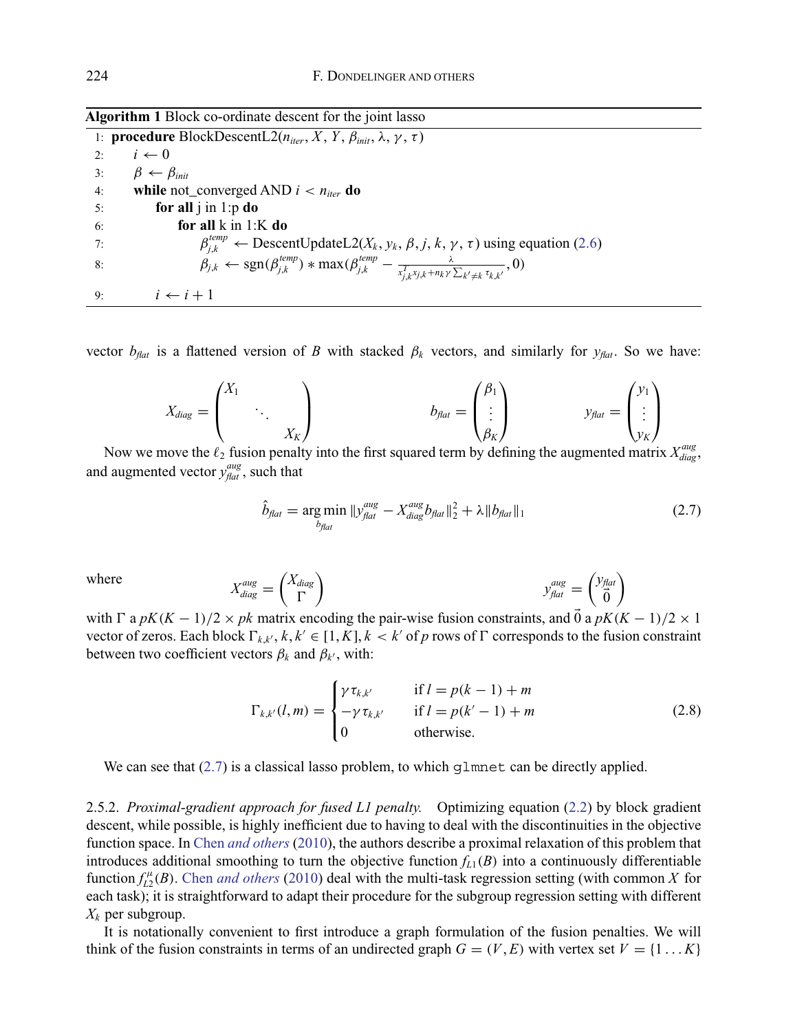**Algorithm 1** Block co-ordinate descent for the joint lasso

```
1: procedure BlockDescentL2(n_iter, X, Y, β_init, λ, γ, τ)
2:     i ← 0
3:     β ← β_init
4:     while not_converged AND i < n_iter do
5:         for all j in 1:p do
6:             for all k in 1:K do
7:                 β^temp_{j,k} ← DescentUpdateL2(X_k, y_k, β, j, k, γ, τ) using equation (2.6)
8:                 β_{j,k} ← sgn(β^temp_{j,k}) * max(β^temp_{j,k} − λ / (x^T_{j,k} x_{j,k} + n_k γ Σ_{k'≠k} τ_{k,k'}), 0)
9:         i ← i + 1
```

vector $b_{flat}$ is a flattened version of $B$ with stacked $\beta_k$ vectors, and similarly for $y_{flat}$. So we have:

$$X_{diag} = \begin{pmatrix} X_1 & & \\ & \ddots & \\ & & X_K \end{pmatrix} \qquad b_{flat} = \begin{pmatrix} \beta_1 \\ \vdots \\ \beta_K \end{pmatrix} \qquad y_{flat} = \begin{pmatrix} y_1 \\ \vdots \\ y_K \end{pmatrix}$$

Now we move the $\ell_2$ fusion penalty into the first squared term by defining the augmented matrix $X_{diag}^{aug}$, and augmented vector $y_{flat}^{aug}$, such that

$$\hat{b}_{flat} = \underset{b_{flat}}{\arg\min} \, \|y_{flat}^{aug} - X_{diag}^{aug} b_{flat}\|_2^2 + \lambda \|b_{flat}\|_1 \tag{2.7}$$

where

$$X_{diag}^{aug} = \begin{pmatrix} X_{diag} \\ \Gamma \end{pmatrix} \qquad y_{flat}^{aug} = \begin{pmatrix} y_{flat} \\ \vec{0} \end{pmatrix}$$

with $\Gamma$ a $pK(K-1)/2 \times pk$ matrix encoding the pair-wise fusion constraints, and $\vec{0}$ a $pK(K-1)/2 \times 1$ vector of zeros. Each block $\Gamma_{k,k'}, k, k' \in [1, K], k < k'$ of $p$ rows of $\Gamma$ corresponds to the fusion constraint between two coefficient vectors $\beta_k$ and $\beta_{k'}$, with:

$$\Gamma_{k,k'}(l, m) = \begin{cases} \gamma \tau_{k,k'} & \text{if } l = p(k-1) + m \\ -\gamma \tau_{k,k'} & \text{if } l = p(k'-1) + m \\ 0 & \text{otherwise.} \end{cases} \tag{2.8}$$

We can see that (2.7) is a classical lasso problem, to which `glmnet` can be directly applied.

2.5.2. *Proximal-gradient approach for fused L1 penalty.* Optimizing equation (2.2) by block gradient descent, while possible, is highly inefficient due to having to deal with the discontinuities in the objective function space. In Chen *and others* (2010), the authors describe a proximal relaxation of this problem that introduces additional smoothing to turn the objective function $f_{L1}(B)$ into a continuously differentiable function $f_{L2}^{\mu}(B)$. Chen *and others* (2010) deal with the multi-task regression setting (with common $X$ for each task); it is straightforward to adapt their procedure for the subgroup regression setting with different $X_k$ per subgroup.

It is notationally convenient to first introduce a graph formulation of the fusion penalties. We will think of the fusion constraints in terms of an undirected graph $G = (V, E)$ with vertex set $V = \{1 \dots K\}$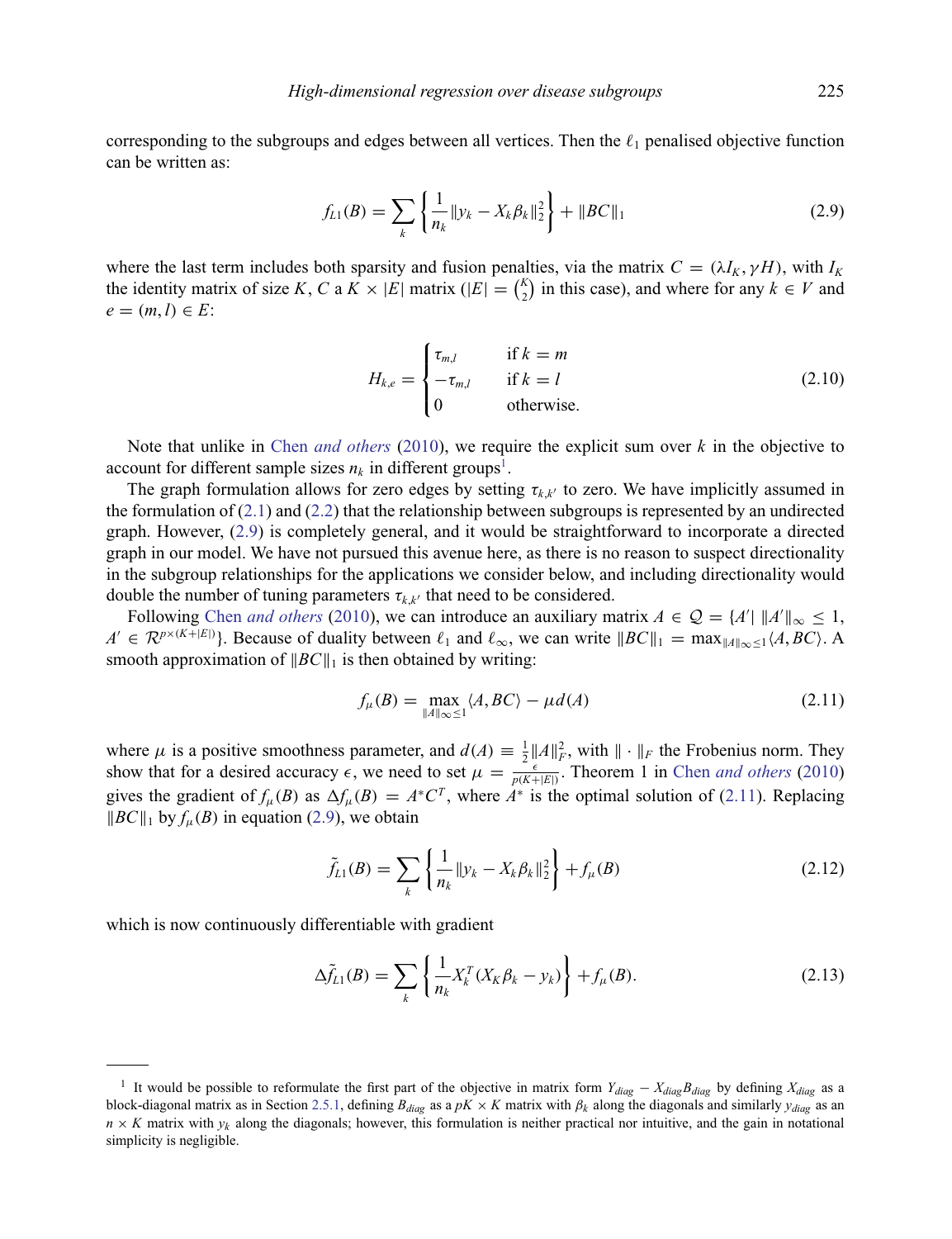corresponding to the subgroups and edges between all vertices. Then the $\ell_1$ penalised objective function can be written as:

$$f_{L1}(B) = \sum_k \left\{ \frac{1}{n_k} \|y_k - X_k \beta_k\|_2^2 \right\} + \|BC\|_1 \tag{2.9}$$

where the last term includes both sparsity and fusion penalties, via the matrix $C = (\lambda I_K, \gamma H)$, with $I_K$ the identity matrix of size $K$, $C$ a $K \times |E|$ matrix ($|E| = \binom{K}{2}$ in this case), and where for any $k \in V$ and $e = (m, l) \in E$:

$$H_{k,e} = \begin{cases} \tau_{m,l} & \text{if } k = m \\ -\tau_{m,l} & \text{if } k = l \\ 0 & \text{otherwise.} \end{cases} \tag{2.10}$$

Note that unlike in Chen *and others* (2010), we require the explicit sum over $k$ in the objective to account for different sample sizes $n_k$ in different groups[1].

The graph formulation allows for zero edges by setting $\tau_{k,k'}$ to zero. We have implicitly assumed in the formulation of (2.1) and (2.2) that the relationship between subgroups is represented by an undirected graph. However, (2.9) is completely general, and it would be straightforward to incorporate a directed graph in our model. We have not pursued this avenue here, as there is no reason to suspect directionality in the subgroup relationships for the applications we consider below, and including directionality would double the number of tuning parameters $\tau_{k,k'}$ that need to be considered.

Following Chen *and others* (2010), we can introduce an auxiliary matrix $A \in \mathcal{Q} = \{A' |\ \|A'\|_\infty \leq 1, A' \in \mathcal{R}^{p \times (K+|E|)}\}$. Because of duality between $\ell_1$ and $\ell_\infty$, we can write $\|BC\|_1 = \max_{\|A\|_\infty \leq 1} \langle A, BC \rangle$. A smooth approximation of $\|BC\|_1$ is then obtained by writing:

$$f_\mu(B) = \max_{\|A\|_\infty \leq 1} \langle A, BC \rangle - \mu d(A) \tag{2.11}$$

where $\mu$ is a positive smoothness parameter, and $d(A) \equiv \frac{1}{2}\|A\|_F^2$, with $\|\cdot\|_F$ the Frobenius norm. They show that for a desired accuracy $\epsilon$, we need to set $\mu = \frac{\epsilon}{p(K+|E|)}$. Theorem 1 in Chen *and others* (2010) gives the gradient of $f_\mu(B)$ as $\Delta f_\mu(B) = A^* C^T$, where $A^*$ is the optimal solution of (2.11). Replacing $\|BC\|_1$ by $f_\mu(B)$ in equation (2.9), we obtain

$$\tilde{f}_{L1}(B) = \sum_k \left\{ \frac{1}{n_k} \|y_k - X_k \beta_k\|_2^2 \right\} + f_\mu(B) \tag{2.12}$$

which is now continuously differentiable with gradient

$$\Delta \tilde{f}_{L1}(B) = \sum_k \left\{ \frac{1}{n_k} X_k^T (X_k \beta_k - y_k) \right\} + f_\mu(B). \tag{2.13}$$

---

[1] It would be possible to reformulate the first part of the objective in matrix form $Y_{diag} - X_{diag} B_{diag}$ by defining $X_{diag}$ as a block-diagonal matrix as in Section 2.5.1, defining $B_{diag}$ as a $pK \times K$ matrix with $\beta_k$ along the diagonals and similarly $y_{diag}$ as an $n \times K$ matrix with $y_k$ along the diagonals; however, this formulation is neither practical nor intuitive, and the gain in notational simplicity is negligible.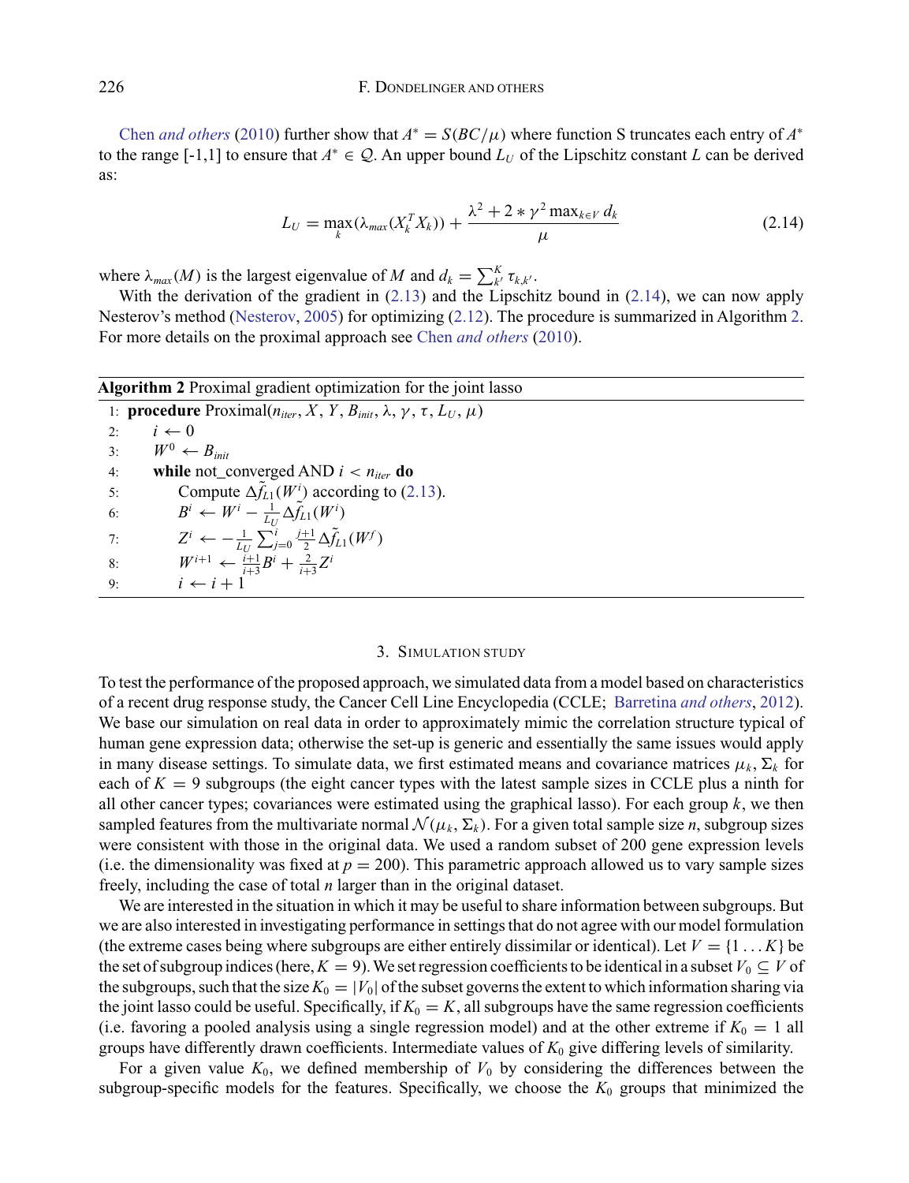Chen *and others* (2010) further show that $A^* = S(BC/\mu)$ where function S truncates each entry of $A^*$ to the range [-1,1] to ensure that $A^* \in \mathcal{Q}$. An upper bound $L_U$ of the Lipschitz constant $L$ can be derived as:

$$L_U = \max_k(\lambda_{max}(X_k^T X_k)) + \frac{\lambda^2 + 2 * \gamma^2 \max_{k \in V} d_k}{\mu} \tag{2.14}$$

where $\lambda_{max}(M)$ is the largest eigenvalue of $M$ and $d_k = \sum_{k'}^{K} \tau_{k,k'}$.

With the derivation of the gradient in (2.13) and the Lipschitz bound in (2.14), we can now apply Nesterov's method (Nesterov, 2005) for optimizing (2.12). The procedure is summarized in Algorithm 2. For more details on the proximal approach see Chen *and others* (2010).

**Algorithm 2** Proximal gradient optimization for the joint lasso

```
1: procedure Proximal(n_iter, X, Y, B_init, λ, γ, τ, L_U, μ)
2:     i ← 0
3:     W^0 ← B_init
4:     while not_converged AND i < n_iter do
5:         Compute Δf̃_L1(W^i) according to (2.13).
6:         B^i ← W^i − (1/L_U) Δf̃_L1(W^i)
7:         Z^i ← −(1/L_U) Σ_{j=0}^{i} ((j+1)/2) Δf̃_L1(W^f)
8:         W^{i+1} ← ((i+1)/(i+3)) B^i + (2/(i+3)) Z^i
9:         i ← i + 1
```

## 3. Simulation study

To test the performance of the proposed approach, we simulated data from a model based on characteristics of a recent drug response study, the Cancer Cell Line Encyclopedia (CCLE; Barretina *and others*, 2012). We base our simulation on real data in order to approximately mimic the correlation structure typical of human gene expression data; otherwise the set-up is generic and essentially the same issues would apply in many disease settings. To simulate data, we first estimated means and covariance matrices $\mu_k$, $\Sigma_k$ for each of $K = 9$ subgroups (the eight cancer types with the latest sample sizes in CCLE plus a ninth for all other cancer types; covariances were estimated using the graphical lasso). For each group $k$, we then sampled features from the multivariate normal $\mathcal{N}(\mu_k, \Sigma_k)$. For a given total sample size $n$, subgroup sizes were consistent with those in the original data. We used a random subset of 200 gene expression levels (i.e. the dimensionality was fixed at $p = 200$). This parametric approach allowed us to vary sample sizes freely, including the case of total $n$ larger than in the original dataset.

We are interested in the situation in which it may be useful to share information between subgroups. But we are also interested in investigating performance in settings that do not agree with our model formulation (the extreme cases being where subgroups are either entirely dissimilar or identical). Let $V = \{1 \ldots K\}$ be the set of subgroup indices (here, $K = 9$). We set regression coefficients to be identical in a subset $V_0 \subseteq V$ of the subgroups, such that the size $K_0 = |V_0|$ of the subset governs the extent to which information sharing via the joint lasso could be useful. Specifically, if $K_0 = K$, all subgroups have the same regression coefficients (i.e. favoring a pooled analysis using a single regression model) and at the other extreme if $K_0 = 1$ all groups have differently drawn coefficients. Intermediate values of $K_0$ give differing levels of similarity.

For a given value $K_0$, we defined membership of $V_0$ by considering the differences between the subgroup-specific models for the features. Specifically, we choose the $K_0$ groups that minimized the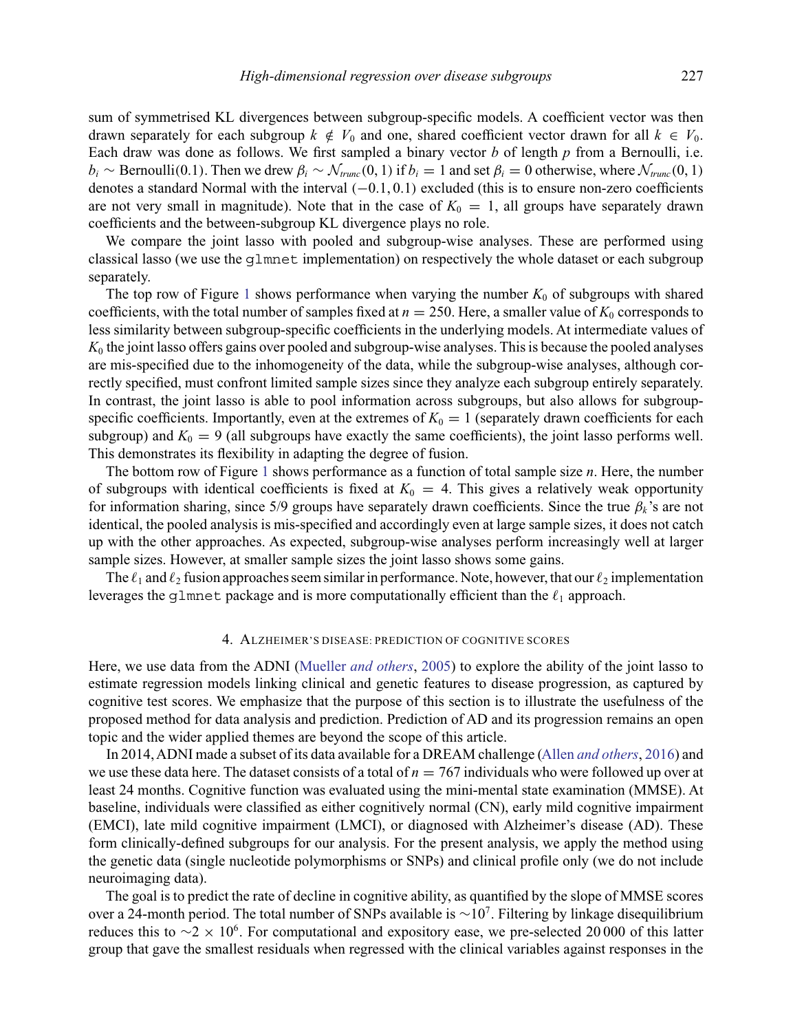sum of symmetrised KL divergences between subgroup-specific models. A coefficient vector was then drawn separately for each subgroup $k \notin V_0$ and one, shared coefficient vector drawn for all $k \in V_0$. Each draw was done as follows. We first sampled a binary vector $b$ of length $p$ from a Bernoulli, i.e. $b_i \sim \text{Bernoulli}(0.1)$. Then we drew $\beta_i \sim \mathcal{N}_{trunc}(0, 1)$ if $b_i = 1$ and set $\beta_i = 0$ otherwise, where $\mathcal{N}_{trunc}(0, 1)$ denotes a standard Normal with the interval $(-0.1, 0.1)$ excluded (this is to ensure non-zero coefficients are not very small in magnitude). Note that in the case of $K_0 = 1$, all groups have separately drawn coefficients and the between-subgroup KL divergence plays no role.

We compare the joint lasso with pooled and subgroup-wise analyses. These are performed using classical lasso (we use the `glmnet` implementation) on respectively the whole dataset or each subgroup separately.

The top row of Figure 1 shows performance when varying the number $K_0$ of subgroups with shared coefficients, with the total number of samples fixed at $n = 250$. Here, a smaller value of $K_0$ corresponds to less similarity between subgroup-specific coefficients in the underlying models. At intermediate values of $K_0$ the joint lasso offers gains over pooled and subgroup-wise analyses. This is because the pooled analyses are mis-specified due to the inhomogeneity of the data, while the subgroup-wise analyses, although correctly specified, must confront limited sample sizes since they analyze each subgroup entirely separately. In contrast, the joint lasso is able to pool information across subgroups, but also allows for subgroup-specific coefficients. Importantly, even at the extremes of $K_0 = 1$ (separately drawn coefficients for each subgroup) and $K_0 = 9$ (all subgroups have exactly the same coefficients), the joint lasso performs well. This demonstrates its flexibility in adapting the degree of fusion.

The bottom row of Figure 1 shows performance as a function of total sample size $n$. Here, the number of subgroups with identical coefficients is fixed at $K_0 = 4$. This gives a relatively weak opportunity for information sharing, since 5/9 groups have separately drawn coefficients. Since the true $\beta_k$'s are not identical, the pooled analysis is mis-specified and accordingly even at large sample sizes, it does not catch up with the other approaches. As expected, subgroup-wise analyses perform increasingly well at larger sample sizes. However, at smaller sample sizes the joint lasso shows some gains.

The $\ell_1$ and $\ell_2$ fusion approaches seem similar in performance. Note, however, that our $\ell_2$ implementation leverages the `glmnet` package and is more computationally efficient than the $\ell_1$ approach.

## 4. Alzheimer's disease: prediction of cognitive scores

Here, we use data from the ADNI (Mueller *and others*, 2005) to explore the ability of the joint lasso to estimate regression models linking clinical and genetic features to disease progression, as captured by cognitive test scores. We emphasize that the purpose of this section is to illustrate the usefulness of the proposed method for data analysis and prediction. Prediction of AD and its progression remains an open topic and the wider applied themes are beyond the scope of this article.

In 2014, ADNI made a subset of its data available for a DREAM challenge (Allen *and others*, 2016) and we use these data here. The dataset consists of a total of $n = 767$ individuals who were followed up over at least 24 months. Cognitive function was evaluated using the mini-mental state examination (MMSE). At baseline, individuals were classified as either cognitively normal (CN), early mild cognitive impairment (EMCI), late mild cognitive impairment (LMCI), or diagnosed with Alzheimer's disease (AD). These form clinically-defined subgroups for our analysis. For the present analysis, we apply the method using the genetic data (single nucleotide polymorphisms or SNPs) and clinical profile only (we do not include neuroimaging data).

The goal is to predict the rate of decline in cognitive ability, as quantified by the slope of MMSE scores over a 24-month period. The total number of SNPs available is $\sim 10^7$. Filtering by linkage disequilibrium reduces this to $\sim 2 \times 10^6$. For computational and expository ease, we pre-selected 20 000 of this latter group that gave the smallest residuals when regressed with the clinical variables against responses in the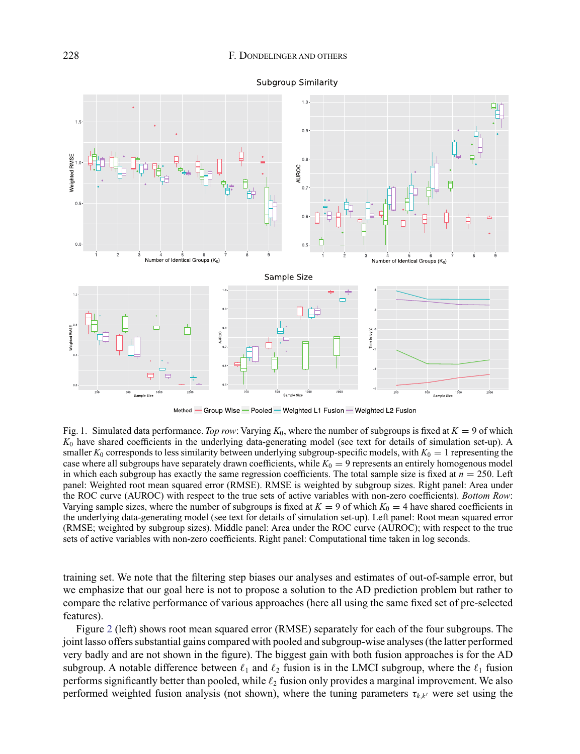Fig. 1. Simulated data performance. *Top row*: Varying $K_0$, where the number of subgroups is fixed at $K = 9$ of which $K_0$ have shared coefficients in the underlying data-generating model (see text for details of simulation set-up). A smaller $K_0$ corresponds to less similarity between underlying subgroup-specific models, with $K_0 = 1$ representing the case where all subgroups have separately drawn coefficients, while $K_0 = 9$ represents an entirely homogenous model in which each subgroup has exactly the same regression coefficients. The total sample size is fixed at $n = 250$. Left panel: Weighted root mean squared error (RMSE). RMSE is weighted by subgroup sizes. Right panel: Area under the ROC curve (AUROC) with respect to the true sets of active variables with non-zero coefficients. *Bottom Row*: Varying sample sizes, where the number of subgroups is fixed at $K = 9$ of which $K_0 = 4$ have shared coefficients in the underlying data-generating model (see text for details of simulation set-up). Left panel: Root mean squared error (RMSE; weighted by subgroup sizes). Middle panel: Area under the ROC curve (AUROC); with respect to the true sets of active variables with non-zero coefficients. Right panel: Computational time taken in log seconds.

training set. We note that the filtering step biases our analyses and estimates of out-of-sample error, but we emphasize that our goal here is not to propose a solution to the AD prediction problem but rather to compare the relative performance of various approaches (here all using the same fixed set of pre-selected features).

Figure 2 (left) shows root mean squared error (RMSE) separately for each of the four subgroups. The joint lasso offers substantial gains compared with pooled and subgroup-wise analyses (the latter performed very badly and are not shown in the figure). The biggest gain with both fusion approaches is for the AD subgroup. A notable difference between $\ell_1$ and $\ell_2$ fusion is in the LMCI subgroup, where the $\ell_1$ fusion performs significantly better than pooled, while $\ell_2$ fusion only provides a marginal improvement. We also performed weighted fusion analysis (not shown), where the tuning parameters $\tau_{k,k'}$ were set using the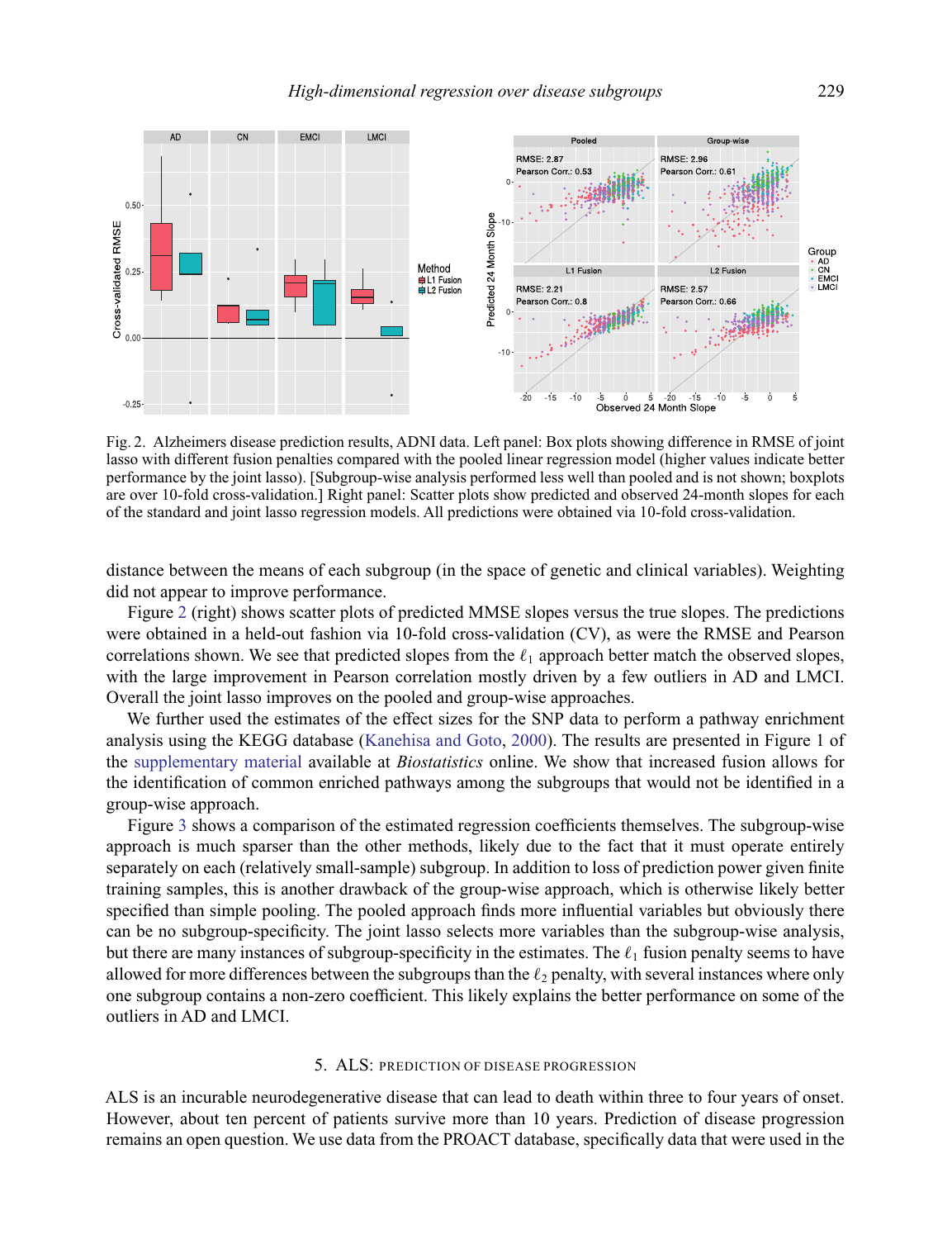Fig. 2. Alzheimers disease prediction results, ADNI data. Left panel: Box plots showing difference in RMSE of joint lasso with different fusion penalties compared with the pooled linear regression model (higher values indicate better performance by the joint lasso). [Subgroup-wise analysis performed less well than pooled and is not shown; boxplots are over 10-fold cross-validation.] Right panel: Scatter plots show predicted and observed 24-month slopes for each of the standard and joint lasso regression models. All predictions were obtained via 10-fold cross-validation.

distance between the means of each subgroup (in the space of genetic and clinical variables). Weighting did not appear to improve performance.

Figure 2 (right) shows scatter plots of predicted MMSE slopes versus the true slopes. The predictions were obtained in a held-out fashion via 10-fold cross-validation (CV), as were the RMSE and Pearson correlations shown. We see that predicted slopes from the $\ell_1$ approach better match the observed slopes, with the large improvement in Pearson correlation mostly driven by a few outliers in AD and LMCI. Overall the joint lasso improves on the pooled and group-wise approaches.

We further used the estimates of the effect sizes for the SNP data to perform a pathway enrichment analysis using the KEGG database (Kanehisa and Goto, 2000). The results are presented in Figure 1 of the supplementary material available at *Biostatistics* online. We show that increased fusion allows for the identification of common enriched pathways among the subgroups that would not be identified in a group-wise approach.

Figure 3 shows a comparison of the estimated regression coefficients themselves. The subgroup-wise approach is much sparser than the other methods, likely due to the fact that it must operate entirely separately on each (relatively small-sample) subgroup. In addition to loss of prediction power given finite training samples, this is another drawback of the group-wise approach, which is otherwise likely better specified than simple pooling. The pooled approach finds more influential variables but obviously there can be no subgroup-specificity. The joint lasso selects more variables than the subgroup-wise analysis, but there are many instances of subgroup-specificity in the estimates. The $\ell_1$ fusion penalty seems to have allowed for more differences between the subgroups than the $\ell_2$ penalty, with several instances where only one subgroup contains a non-zero coefficient. This likely explains the better performance on some of the outliers in AD and LMCI.

## 5. ALS: Prediction of disease progression

ALS is an incurable neurodegenerative disease that can lead to death within three to four years of onset. However, about ten percent of patients survive more than 10 years. Prediction of disease progression remains an open question. We use data from the PROACT database, specifically data that were used in the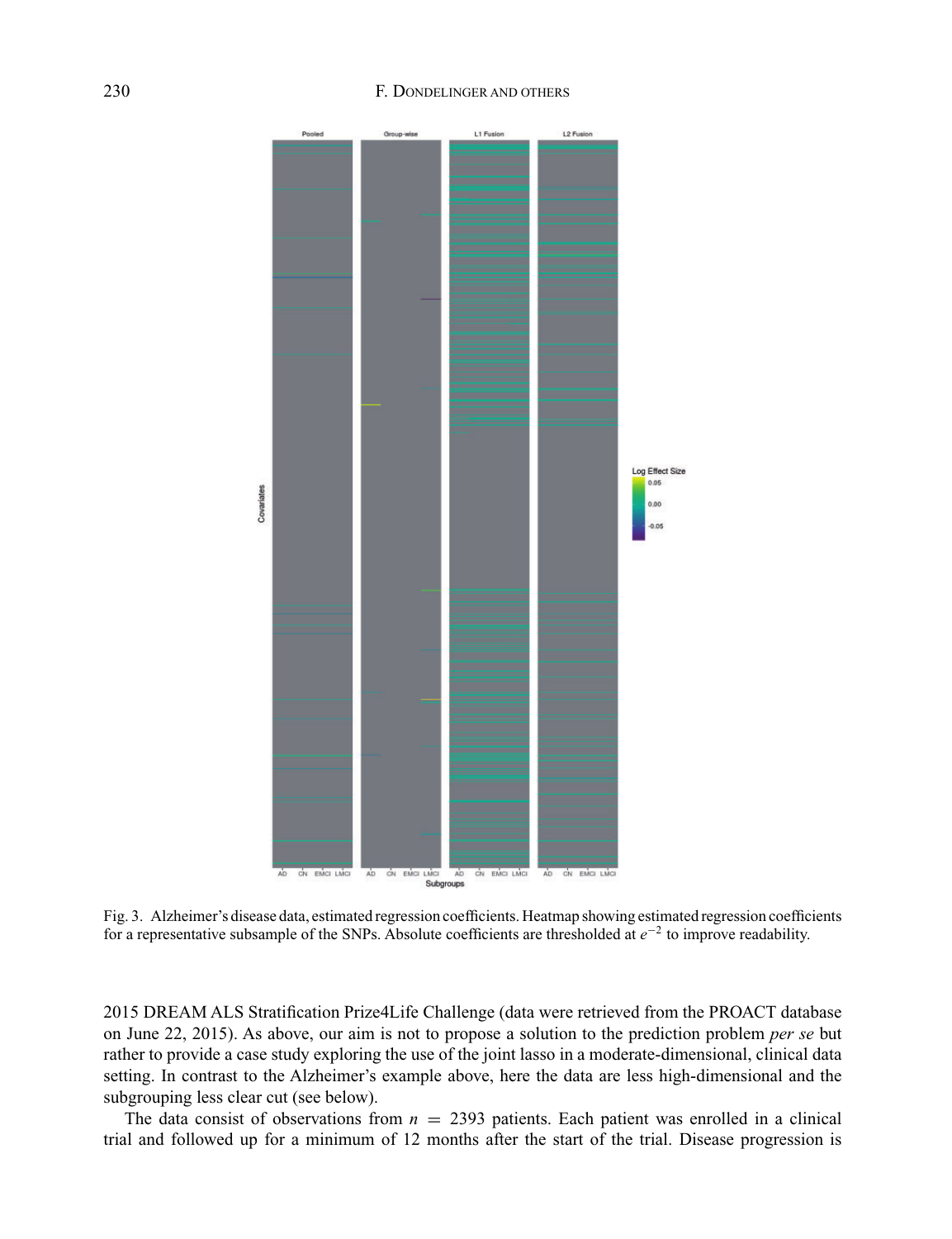Fig. 3. Alzheimer's disease data, estimated regression coefficients. Heatmap showing estimated regression coefficients for a representative subsample of the SNPs. Absolute coefficients are thresholded at $e^{-2}$ to improve readability.

2015 DREAM ALS Stratification Prize4Life Challenge (data were retrieved from the PROACT database on June 22, 2015). As above, our aim is not to propose a solution to the prediction problem *per se* but rather to provide a case study exploring the use of the joint lasso in a moderate-dimensional, clinical data setting. In contrast to the Alzheimer's example above, here the data are less high-dimensional and the subgrouping less clear cut (see below).

The data consist of observations from $n = 2393$ patients. Each patient was enrolled in a clinical trial and followed up for a minimum of 12 months after the start of the trial. Disease progression is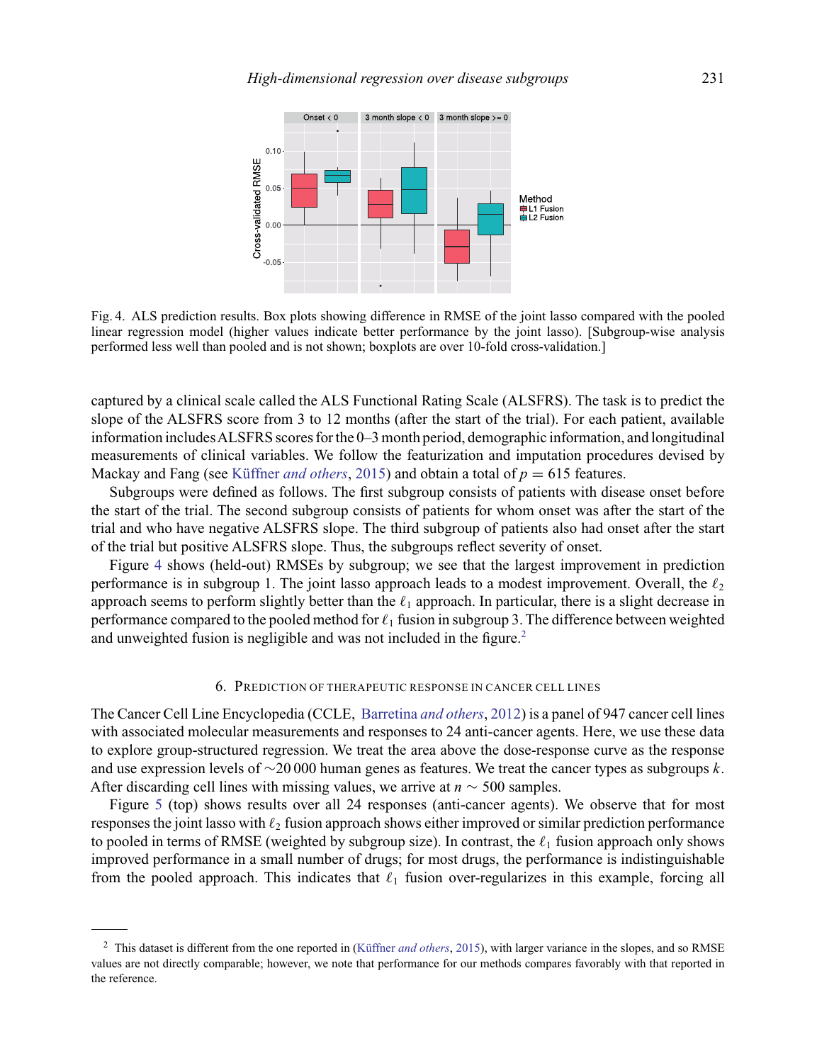Fig. 4. ALS prediction results. Box plots showing difference in RMSE of the joint lasso compared with the pooled linear regression model (higher values indicate better performance by the joint lasso). [Subgroup-wise analysis performed less well than pooled and is not shown; boxplots are over 10-fold cross-validation.]

captured by a clinical scale called the ALS Functional Rating Scale (ALSFRS). The task is to predict the slope of the ALSFRS score from 3 to 12 months (after the start of the trial). For each patient, available information includes ALSFRS scores for the 0–3 month period, demographic information, and longitudinal measurements of clinical variables. We follow the featurization and imputation procedures devised by Mackay and Fang (see Küffner *and others*, 2015) and obtain a total of $p = 615$ features.

Subgroups were defined as follows. The first subgroup consists of patients with disease onset before the start of the trial. The second subgroup consists of patients for whom onset was after the start of the trial and who have negative ALSFRS slope. The third subgroup of patients also had onset after the start of the trial but positive ALSFRS slope. Thus, the subgroups reflect severity of onset.

Figure 4 shows (held-out) RMSEs by subgroup; we see that the largest improvement in prediction performance is in subgroup 1. The joint lasso approach leads to a modest improvement. Overall, the $\ell_2$ approach seems to perform slightly better than the $\ell_1$ approach. In particular, there is a slight decrease in performance compared to the pooled method for $\ell_1$ fusion in subgroup 3. The difference between weighted and unweighted fusion is negligible and was not included in the figure.[2]

## 6. Prediction of therapeutic response in cancer cell lines

The Cancer Cell Line Encyclopedia (CCLE, Barretina *and others*, 2012) is a panel of 947 cancer cell lines with associated molecular measurements and responses to 24 anti-cancer agents. Here, we use these data to explore group-structured regression. We treat the area above the dose-response curve as the response and use expression levels of ∼20 000 human genes as features. We treat the cancer types as subgroups $k$. After discarding cell lines with missing values, we arrive at $n \sim 500$ samples.

Figure 5 (top) shows results over all 24 responses (anti-cancer agents). We observe that for most responses the joint lasso with $\ell_2$ fusion approach shows either improved or similar prediction performance to pooled in terms of RMSE (weighted by subgroup size). In contrast, the $\ell_1$ fusion approach only shows improved performance in a small number of drugs; for most drugs, the performance is indistinguishable from the pooled approach. This indicates that $\ell_1$ fusion over-regularizes in this example, forcing all

---

[2] This dataset is different from the one reported in (Küffner *and others*, 2015), with larger variance in the slopes, and so RMSE values are not directly comparable; however, we note that performance for our methods compares favorably with that reported in the reference.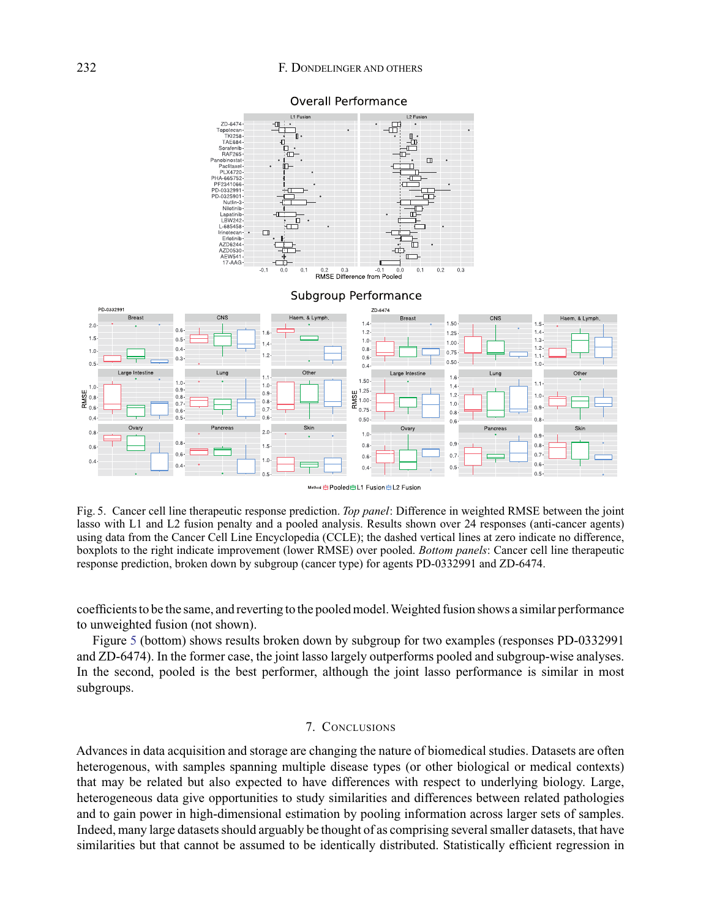Fig. 5. Cancer cell line therapeutic response prediction. *Top panel*: Difference in weighted RMSE between the joint lasso with L1 and L2 fusion penalty and a pooled analysis. Results shown over 24 responses (anti-cancer agents) using data from the Cancer Cell Line Encyclopedia (CCLE); the dashed vertical lines at zero indicate no difference, boxplots to the right indicate improvement (lower RMSE) over pooled. *Bottom panels*: Cancer cell line therapeutic response prediction, broken down by subgroup (cancer type) for agents PD-0332991 and ZD-6474.

coefficients to be the same, and reverting to the pooled model. Weighted fusion shows a similar performance to unweighted fusion (not shown).

Figure 5 (bottom) shows results broken down by subgroup for two examples (responses PD-0332991 and ZD-6474). In the former case, the joint lasso largely outperforms pooled and subgroup-wise analyses. In the second, pooled is the best performer, although the joint lasso performance is similar in most subgroups.

## 7. Conclusions

Advances in data acquisition and storage are changing the nature of biomedical studies. Datasets are often heterogenous, with samples spanning multiple disease types (or other biological or medical contexts) that may be related but also expected to have differences with respect to underlying biology. Large, heterogeneous data give opportunities to study similarities and differences between related pathologies and to gain power in high-dimensional estimation by pooling information across larger sets of samples. Indeed, many large datasets should arguably be thought of as comprising several smaller datasets, that have similarities but that cannot be assumed to be identically distributed. Statistically efficient regression in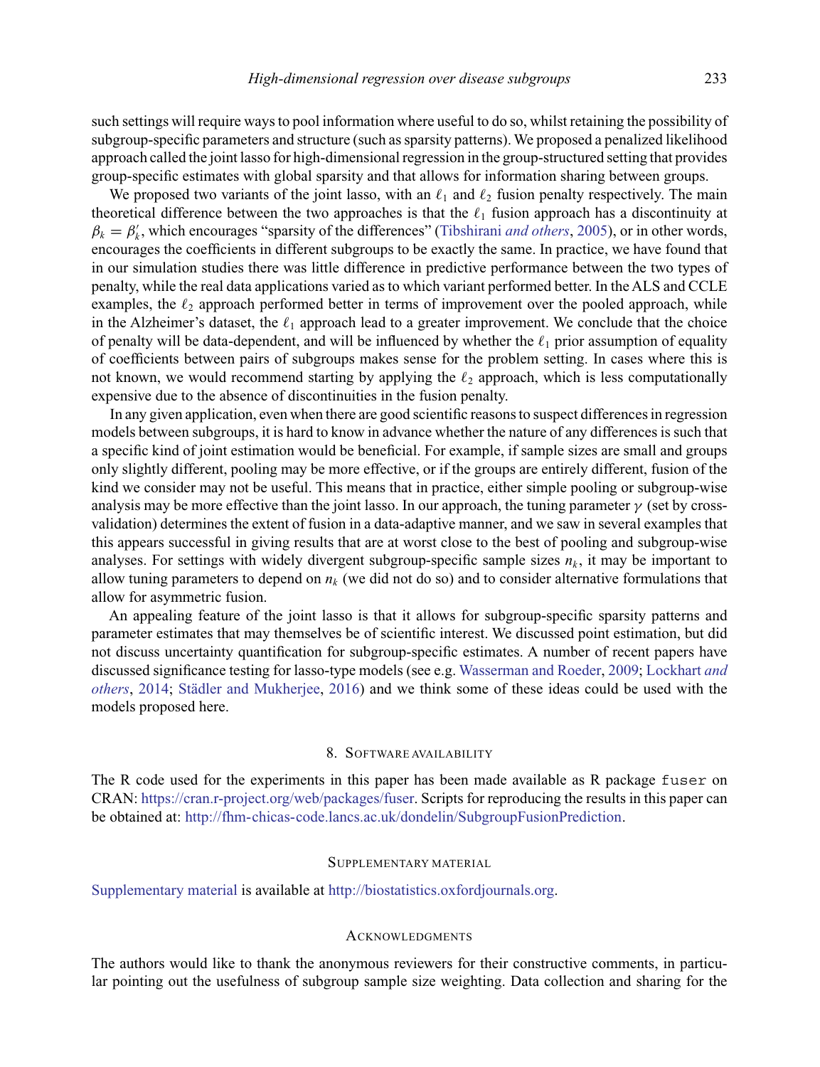such settings will require ways to pool information where useful to do so, whilst retaining the possibility of subgroup-specific parameters and structure (such as sparsity patterns). We proposed a penalized likelihood approach called the joint lasso for high-dimensional regression in the group-structured setting that provides group-specific estimates with global sparsity and that allows for information sharing between groups.

We proposed two variants of the joint lasso, with an $\ell_1$ and $\ell_2$ fusion penalty respectively. The main theoretical difference between the two approaches is that the $\ell_1$ fusion approach has a discontinuity at $\beta_k = \beta'_k$, which encourages "sparsity of the differences" (Tibshirani *and others*, 2005), or in other words, encourages the coefficients in different subgroups to be exactly the same. In practice, we have found that in our simulation studies there was little difference in predictive performance between the two types of penalty, while the real data applications varied as to which variant performed better. In the ALS and CCLE examples, the $\ell_2$ approach performed better in terms of improvement over the pooled approach, while in the Alzheimer's dataset, the $\ell_1$ approach lead to a greater improvement. We conclude that the choice of penalty will be data-dependent, and will be influenced by whether the $\ell_1$ prior assumption of equality of coefficients between pairs of subgroups makes sense for the problem setting. In cases where this is not known, we would recommend starting by applying the $\ell_2$ approach, which is less computationally expensive due to the absence of discontinuities in the fusion penalty.

In any given application, even when there are good scientific reasons to suspect differences in regression models between subgroups, it is hard to know in advance whether the nature of any differences is such that a specific kind of joint estimation would be beneficial. For example, if sample sizes are small and groups only slightly different, pooling may be more effective, or if the groups are entirely different, fusion of the kind we consider may not be useful. This means that in practice, either simple pooling or subgroup-wise analysis may be more effective than the joint lasso. In our approach, the tuning parameter $\gamma$ (set by cross-validation) determines the extent of fusion in a data-adaptive manner, and we saw in several examples that this appears successful in giving results that are at worst close to the best of pooling and subgroup-wise analyses. For settings with widely divergent subgroup-specific sample sizes $n_k$, it may be important to allow tuning parameters to depend on $n_k$ (we did not do so) and to consider alternative formulations that allow for asymmetric fusion.

An appealing feature of the joint lasso is that it allows for subgroup-specific sparsity patterns and parameter estimates that may themselves be of scientific interest. We discussed point estimation, but did not discuss uncertainty quantification for subgroup-specific estimates. A number of recent papers have discussed significance testing for lasso-type models (see e.g. Wasserman and Roeder, 2009; Lockhart *and others*, 2014; Städler and Mukherjee, 2016) and we think some of these ideas could be used with the models proposed here.

## 8. Software availability

The R code used for the experiments in this paper has been made available as R package `fuser` on CRAN: https://cran.r-project.org/web/packages/fuser. Scripts for reproducing the results in this paper can be obtained at: http://fhm-chicas-code.lancs.ac.uk/dondelin/SubgroupFusionPrediction.

## Supplementary material

Supplementary material is available at http://biostatistics.oxfordjournals.org.

## Acknowledgments

The authors would like to thank the anonymous reviewers for their constructive comments, in particular pointing out the usefulness of subgroup sample size weighting. Data collection and sharing for the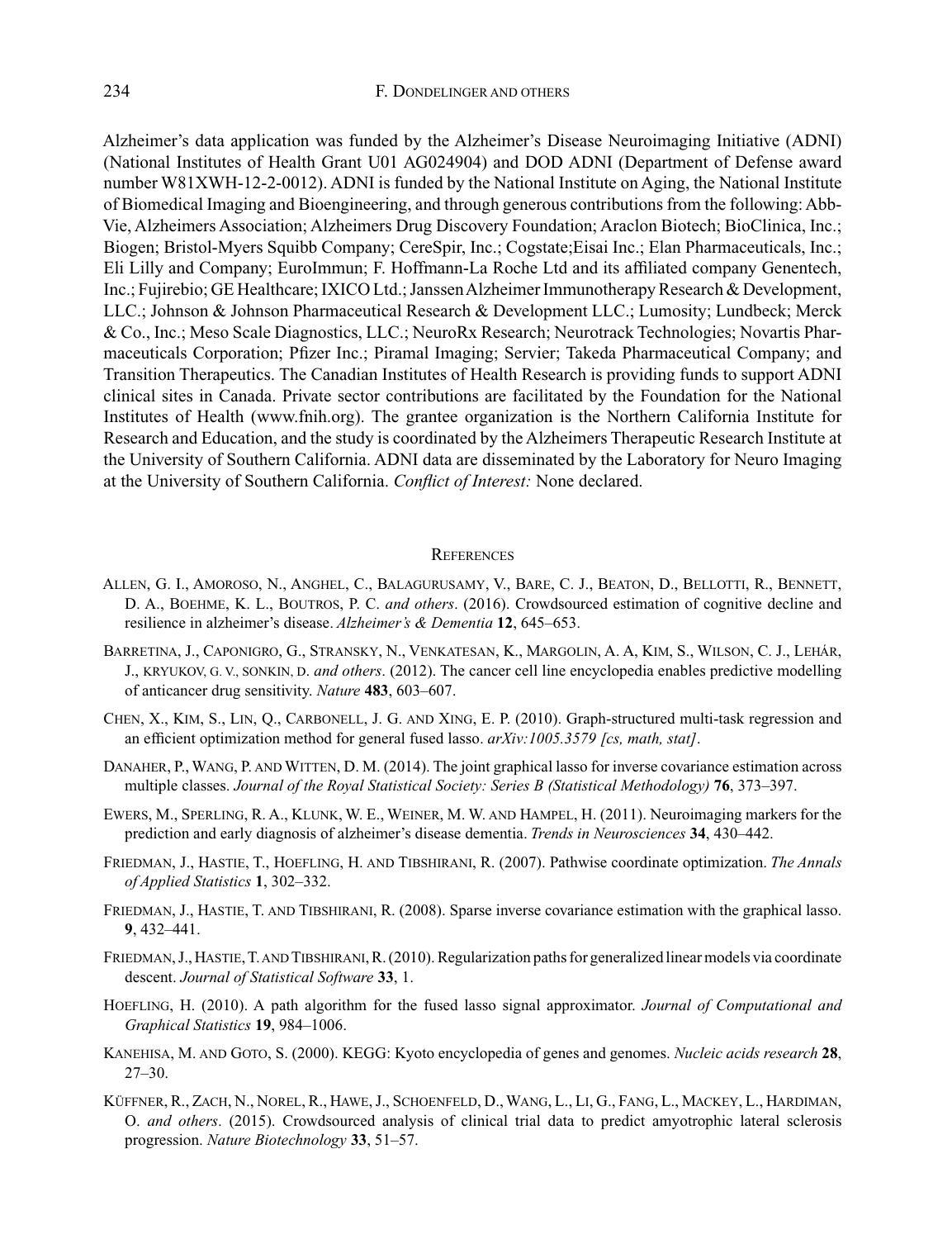Alzheimer's data application was funded by the Alzheimer's Disease Neuroimaging Initiative (ADNI) (National Institutes of Health Grant U01 AG024904) and DOD ADNI (Department of Defense award number W81XWH-12-2-0012). ADNI is funded by the National Institute on Aging, the National Institute of Biomedical Imaging and Bioengineering, and through generous contributions from the following: AbbVie, Alzheimers Association; Alzheimers Drug Discovery Foundation; Araclon Biotech; BioClinica, Inc.; Biogen; Bristol-Myers Squibb Company; CereSpir, Inc.; Cogstate;Eisai Inc.; Elan Pharmaceuticals, Inc.; Eli Lilly and Company; EuroImmun; F. Hoffmann-La Roche Ltd and its affiliated company Genentech, Inc.; Fujirebio; GE Healthcare; IXICO Ltd.; Janssen Alzheimer Immunotherapy Research & Development, LLC.; Johnson & Johnson Pharmaceutical Research & Development LLC.; Lumosity; Lundbeck; Merck & Co., Inc.; Meso Scale Diagnostics, LLC.; NeuroRx Research; Neurotrack Technologies; Novartis Pharmaceuticals Corporation; Pfizer Inc.; Piramal Imaging; Servier; Takeda Pharmaceutical Company; and Transition Therapeutics. The Canadian Institutes of Health Research is providing funds to support ADNI clinical sites in Canada. Private sector contributions are facilitated by the Foundation for the National Institutes of Health (www.fnih.org). The grantee organization is the Northern California Institute for Research and Education, and the study is coordinated by the Alzheimers Therapeutic Research Institute at the University of Southern California. ADNI data are disseminated by the Laboratory for Neuro Imaging at the University of Southern California. *Conflict of Interest:* None declared.

## References

Allen, G. I., Amoroso, N., Anghel, C., Balagurusamy, V., Bare, C. J., Beaton, D., Bellotti, R., Bennett, D. A., Boehme, K. L., Boutros, P. C. *and others*. (2016). Crowdsourced estimation of cognitive decline and resilience in alzheimer's disease. *Alzheimer's & Dementia* **12**, 645–653.

Barretina, J., Caponigro, G., Stransky, N., Venkatesan, K., Margolin, A. A, Kim, S., Wilson, C. J., Lehár, J., Kryukov, G. V., Sonkin, D. *and others*. (2012). The cancer cell line encyclopedia enables predictive modelling of anticancer drug sensitivity. *Nature* **483**, 603–607.

Chen, X., Kim, S., Lin, Q., Carbonell, J. G. and Xing, E. P. (2010). Graph-structured multi-task regression and an efficient optimization method for general fused lasso. *arXiv:1005.3579 [cs, math, stat]*.

Danaher, P., Wang, P. and Witten, D. M. (2014). The joint graphical lasso for inverse covariance estimation across multiple classes. *Journal of the Royal Statistical Society: Series B (Statistical Methodology)* **76**, 373–397.

Ewers, M., Sperling, R. A., Klunk, W. E., Weiner, M. W. and Hampel, H. (2011). Neuroimaging markers for the prediction and early diagnosis of alzheimer's disease dementia. *Trends in Neurosciences* **34**, 430–442.

Friedman, J., Hastie, T., Hoefling, H. and Tibshirani, R. (2007). Pathwise coordinate optimization. *The Annals of Applied Statistics* **1**, 302–332.

Friedman, J., Hastie, T. and Tibshirani, R. (2008). Sparse inverse covariance estimation with the graphical lasso. **9**, 432–441.

Friedman, J., Hastie, T. and Tibshirani, R. (2010). Regularization paths for generalized linear models via coordinate descent. *Journal of Statistical Software* **33**, 1.

Hoefling, H. (2010). A path algorithm for the fused lasso signal approximator. *Journal of Computational and Graphical Statistics* **19**, 984–1006.

Kanehisa, M. and Goto, S. (2000). KEGG: Kyoto encyclopedia of genes and genomes. *Nucleic acids research* **28**, 27–30.

Küffner, R., Zach, N., Norel, R., Hawe, J., Schoenfeld, D., Wang, L., Li, G., Fang, L., Mackey, L., Hardiman, O. *and others*. (2015). Crowdsourced analysis of clinical trial data to predict amyotrophic lateral sclerosis progression. *Nature Biotechnology* **33**, 51–57.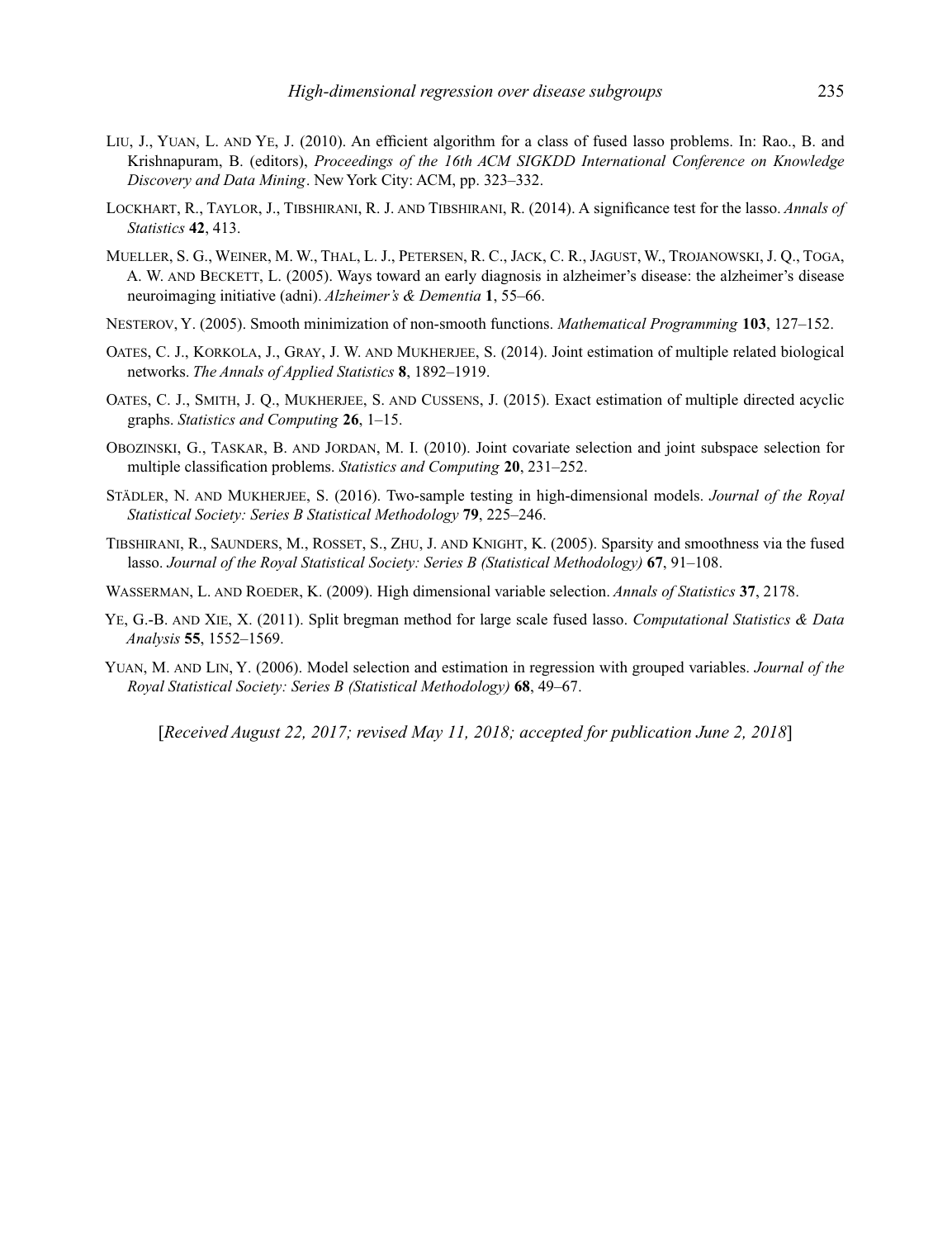LIU, J., YUAN, L. AND YE, J. (2010). An efficient algorithm for a class of fused lasso problems. In: Rao., B. and Krishnapuram, B. (editors), *Proceedings of the 16th ACM SIGKDD International Conference on Knowledge Discovery and Data Mining*. New York City: ACM, pp. 323–332.

LOCKHART, R., TAYLOR, J., TIBSHIRANI, R. J. AND TIBSHIRANI, R. (2014). A significance test for the lasso. *Annals of Statistics* **42**, 413.

MUELLER, S. G., WEINER, M. W., THAL, L. J., PETERSEN, R. C., JACK, C. R., JAGUST, W., TROJANOWSKI, J. Q., TOGA, A. W. AND BECKETT, L. (2005). Ways toward an early diagnosis in alzheimer's disease: the alzheimer's disease neuroimaging initiative (adni). *Alzheimer's & Dementia* **1**, 55–66.

NESTEROV, Y. (2005). Smooth minimization of non-smooth functions. *Mathematical Programming* **103**, 127–152.

OATES, C. J., KORKOLA, J., GRAY, J. W. AND MUKHERJEE, S. (2014). Joint estimation of multiple related biological networks. *The Annals of Applied Statistics* **8**, 1892–1919.

OATES, C. J., SMITH, J. Q., MUKHERJEE, S. AND CUSSENS, J. (2015). Exact estimation of multiple directed acyclic graphs. *Statistics and Computing* **26**, 1–15.

OBOZINSKI, G., TASKAR, B. AND JORDAN, M. I. (2010). Joint covariate selection and joint subspace selection for multiple classification problems. *Statistics and Computing* **20**, 231–252.

STÄDLER, N. AND MUKHERJEE, S. (2016). Two-sample testing in high-dimensional models. *Journal of the Royal Statistical Society: Series B Statistical Methodology* **79**, 225–246.

TIBSHIRANI, R., SAUNDERS, M., ROSSET, S., ZHU, J. AND KNIGHT, K. (2005). Sparsity and smoothness via the fused lasso. *Journal of the Royal Statistical Society: Series B (Statistical Methodology)* **67**, 91–108.

WASSERMAN, L. AND ROEDER, K. (2009). High dimensional variable selection. *Annals of Statistics* **37**, 2178.

YE, G.-B. AND XIE, X. (2011). Split bregman method for large scale fused lasso. *Computational Statistics & Data Analysis* **55**, 1552–1569.

YUAN, M. AND LIN, Y. (2006). Model selection and estimation in regression with grouped variables. *Journal of the Royal Statistical Society: Series B (Statistical Methodology)* **68**, 49–67.

[*Received August 22, 2017; revised May 11, 2018; accepted for publication June 2, 2018*]